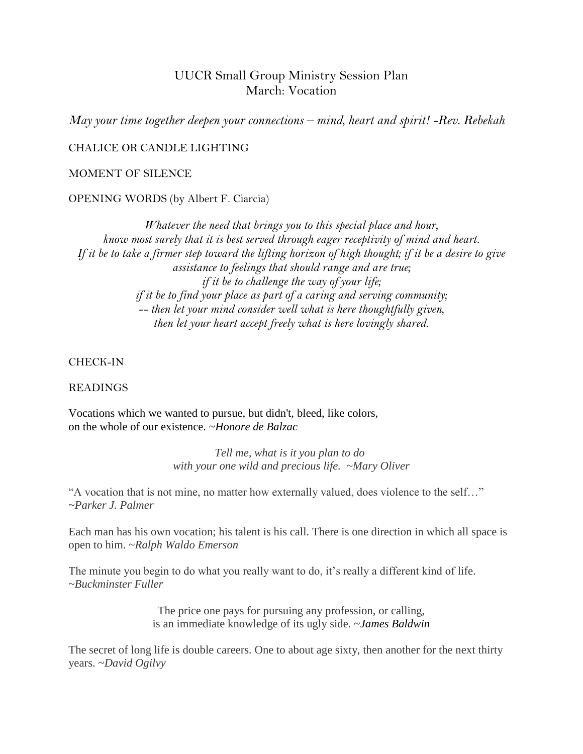# UUCR Small Group Ministry Session Plan
## March: Vocation

*May your time together deepen your connections – mind, heart and spirit! -Rev. Rebekah*

CHALICE OR CANDLE LIGHTING

MOMENT OF SILENCE

OPENING WORDS (by Albert F. Ciarcia)

*Whatever the need that brings you to this special place and hour,*
*know most surely that it is best served through eager receptivity of mind and heart.*
*If it be to take a firmer step toward the lifting horizon of high thought; if it be a desire to give assistance to feelings that should range and are true;*
*if it be to challenge the way of your life;*
*if it be to find your place as part of a caring and serving community;*
*-- then let your mind consider well what is here thoughtfully given,*
*then let your heart accept freely what is here lovingly shared.*

CHECK-IN

READINGS

Vocations which we wanted to pursue, but didn't, bleed, like colors,
on the whole of our existence. ~*Honore de Balzac*

*Tell me, what is it you plan to do*
*with your one wild and precious life. ~Mary Oliver*

"A vocation that is not mine, no matter how externally valued, does violence to the self…" ~*Parker J. Palmer*

Each man has his own vocation; his talent is his call. There is one direction in which all space is open to him. ~*Ralph Waldo Emerson*

The minute you begin to do what you really want to do, it's really a different kind of life. ~*Buckminster Fuller*

The price one pays for pursuing any profession, or calling,
is an immediate knowledge of its ugly side. ~*James Baldwin*

The secret of long life is double careers. One to about age sixty, then another for the next thirty years. ~*David Ogilvy*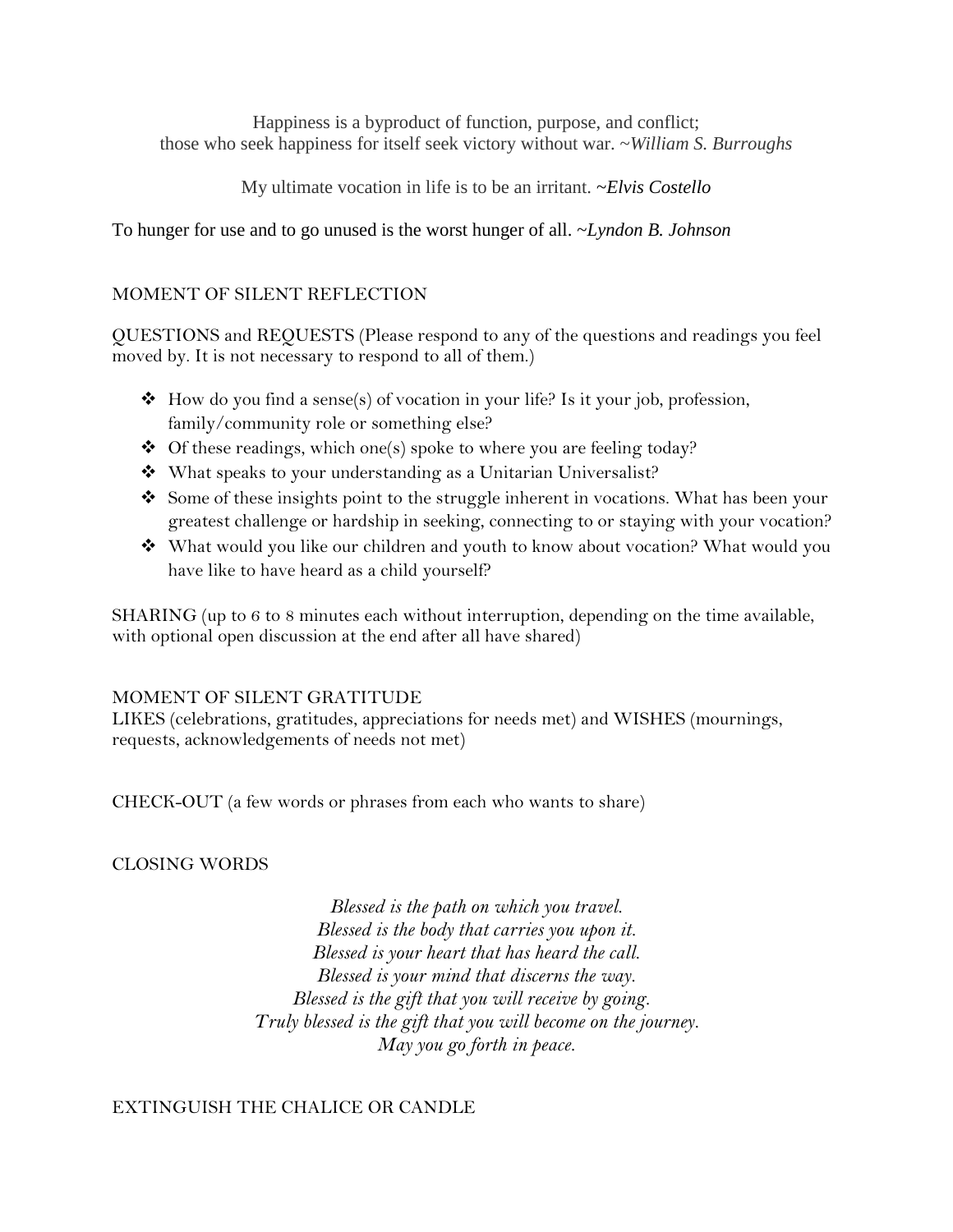Happiness is a byproduct of function, purpose, and conflict;
those who seek happiness for itself seek victory without war. ~*William S. Burroughs*

My ultimate vocation in life is to be an irritant. *~Elvis Costello*

To hunger for use and to go unused is the worst hunger of all. ~*Lyndon B. Johnson*

MOMENT OF SILENT REFLECTION

QUESTIONS and REQUESTS (Please respond to any of the questions and readings you feel moved by. It is not necessary to respond to all of them.)

- How do you find a sense(s) of vocation in your life? Is it your job, profession, family/community role or something else?
- Of these readings, which one(s) spoke to where you are feeling today?
- What speaks to your understanding as a Unitarian Universalist?
- Some of these insights point to the struggle inherent in vocations. What has been your greatest challenge or hardship in seeking, connecting to or staying with your vocation?
- What would you like our children and youth to know about vocation? What would you have like to have heard as a child yourself?

SHARING (up to 6 to 8 minutes each without interruption, depending on the time available, with optional open discussion at the end after all have shared)

MOMENT OF SILENT GRATITUDE
LIKES (celebrations, gratitudes, appreciations for needs met) and WISHES (mournings, requests, acknowledgements of needs not met)

CHECK-OUT (a few words or phrases from each who wants to share)

CLOSING WORDS

*Blessed is the path on which you travel.*
*Blessed is the body that carries you upon it.*
*Blessed is your heart that has heard the call.*
*Blessed is your mind that discerns the way.*
*Blessed is the gift that you will receive by going.*
*Truly blessed is the gift that you will become on the journey.*
*May you go forth in peace.*

EXTINGUISH THE CHALICE OR CANDLE